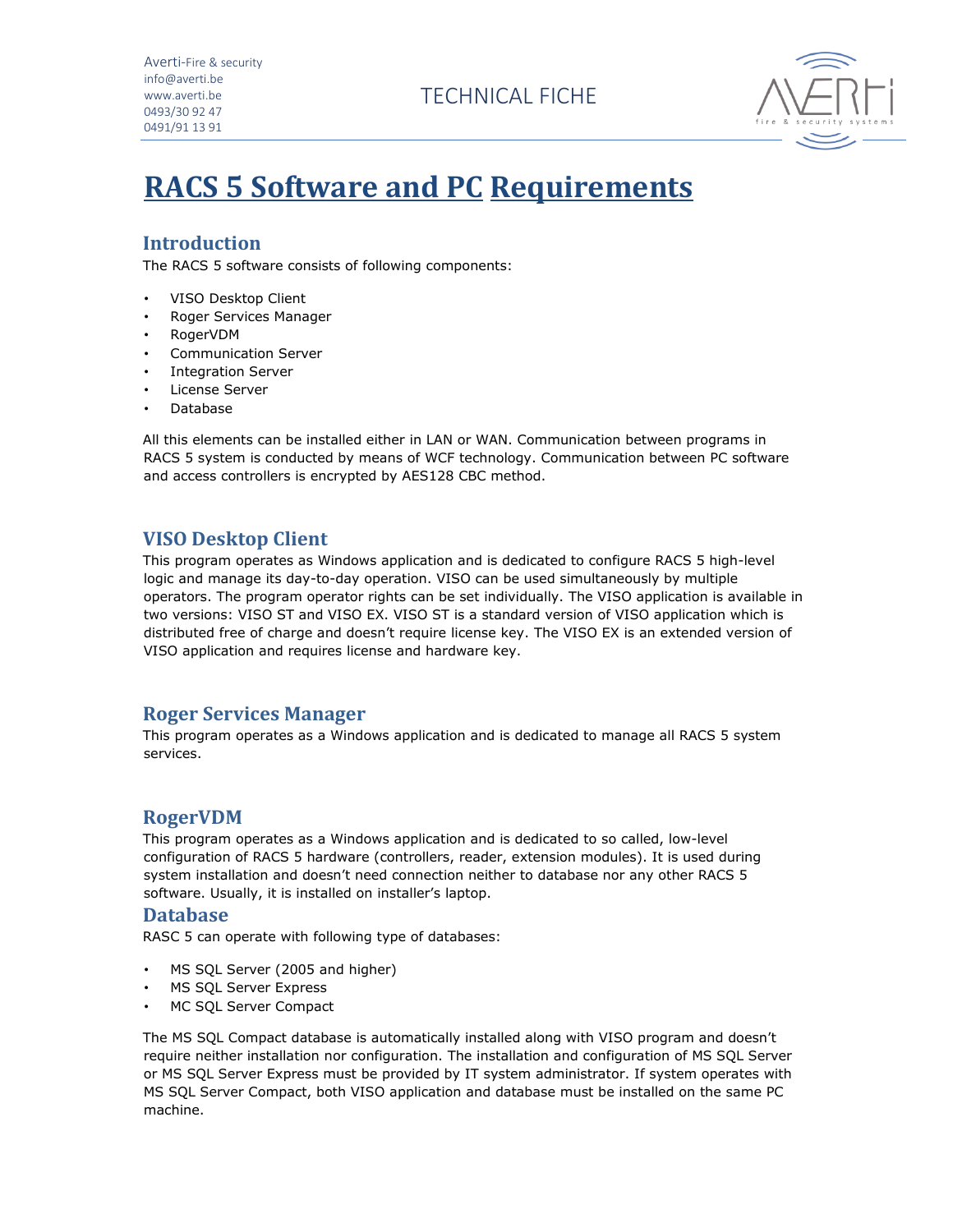# RACS 5 Software and PC Requirements

## Introduction

The RACS 5 software consists of following components:

- VISO Desktop Client
- Roger Services Manager
- RogerVDM
- Communication Server
- Integration Server
- License Server
- Database

All this elements can be installed either in LAN or WAN. Communication between programs in RACS 5 system is conducted by means of WCF technology. Communication between PC software and access controllers is encrypted by AES128 CBC method.

## VISO Desktop Client

This program operates as Windows application and is dedicated to configure RACS 5 high-level logic and manage its day-to-day operation. VISO can be used simultaneously by multiple operators. The program operator rights can be set individually. The VISO application is available in two versions: VISO ST and VISO EX. VISO ST is a standard version of VISO application which is distributed free of charge and doesn't require license key. The VISO EX is an extended version of VISO application and requires license and hardware key.

## Roger Services Manager

This program operates as a Windows application and is dedicated to manage all RACS 5 system services.

## RogerVDM

This program operates as a Windows application and is dedicated to so called, low-level configuration of RACS 5 hardware (controllers, reader, extension modules). It is used during system installation and doesn't need connection neither to database nor any other RACS 5 software. Usually, it is installed on installer's laptop.

## Database

RASC 5 can operate with following type of databases:

- MS SQL Server (2005 and higher)
- MS SQL Server Express
- MC SQL Server Compact

The MS SQL Compact database is automatically installed along with VISO program and doesn't require neither installation nor configuration. The installation and configuration of MS SQL Server or MS SQL Server Express must be provided by IT system administrator. If system operates with MS SQL Server Compact, both VISO application and database must be installed on the same PC machine.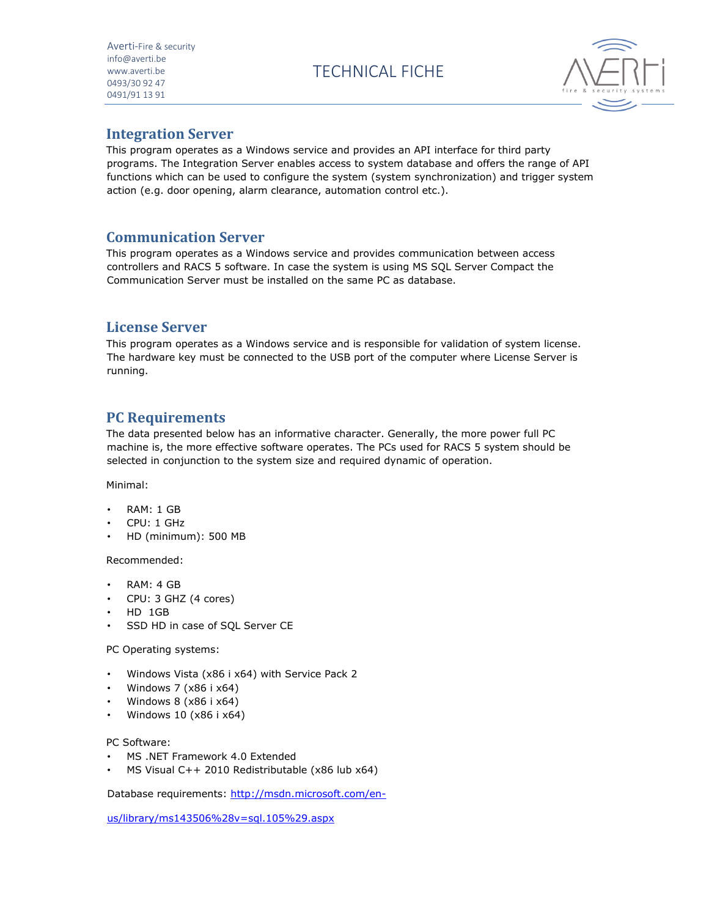## Integration Server

This program operates as a Windows service and provides an API interface for third party programs. The Integration Server enables access to system database and offers the range of API functions which can be used to configure the system (system synchronization) and trigger system action (e.g. door opening, alarm clearance, automation control etc.).

## Communication Server

This program operates as a Windows service and provides communication between access controllers and RACS 5 software. In case the system is using MS SQL Server Compact the Communication Server must be installed on the same PC as database.

## License Server

This program operates as a Windows service and is responsible for validation of system license. The hardware key must be connected to the USB port of the computer where License Server is running.

## PC Requirements

The data presented below has an informative character. Generally, the more power full PC machine is, the more effective software operates. The PCs used for RACS 5 system should be selected in conjunction to the system size and required dynamic of operation.

Minimal:

- RAM: 1 GB
- CPU: 1 GHz
- HD (minimum): 500 MB

Recommended:

- RAM: 4 GB
- CPU: 3 GHZ (4 cores)
- HD 1GB
- SSD HD in case of SQL Server CE

PC Operating systems:

- Windows Vista (x86 i x64) with Service Pack 2
- Windows 7 (x86 i x64)
- Windows 8 (x86 i x64)
- Windows 10 (x86 i x64)

PC Software:

- MS .NET Framework 4.0 Extended
- MS Visual C++ 2010 Redistributable (x86 lub x64)

Database requirements: [http://msdn.microsoft.com/en-us/library/ms143506%28v=sql.105%29.aspx](http://msdn.microsoft.com/en-us/library/ms143506%28v=sql.105%29.aspx)